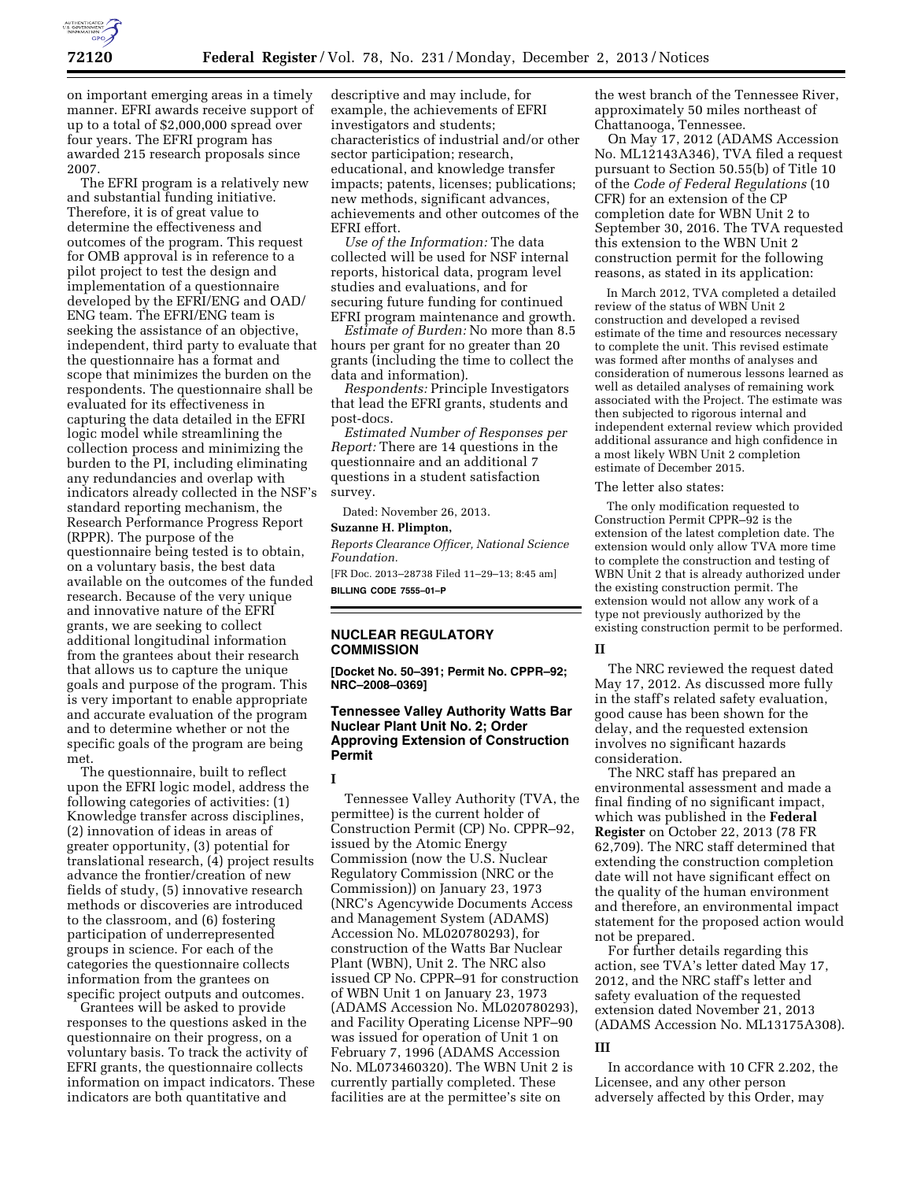on important emerging areas in a timely manner. EFRI awards receive support of up to a total of $2,000,000 spread over four years. The EFRI program has awarded 215 research proposals since 2007.

The EFRI program is a relatively new and substantial funding initiative. Therefore, it is of great value to determine the effectiveness and outcomes of the program. This request for OMB approval is in reference to a pilot project to test the design and implementation of a questionnaire developed by the EFRI/ENG and OAD/ENG team. The EFRI/ENG team is seeking the assistance of an objective, independent, third party to evaluate that the questionnaire has a format and scope that minimizes the burden on the respondents. The questionnaire shall be evaluated for its effectiveness in capturing the data detailed in the EFRI logic model while streamlining the collection process and minimizing the burden to the PI, including eliminating any redundancies and overlap with indicators already collected in the NSF's standard reporting mechanism, the Research Performance Progress Report (RPPR). The purpose of the questionnaire being tested is to obtain, on a voluntary basis, the best data available on the outcomes of the funded research. Because of the very unique and innovative nature of the EFRI grants, we are seeking to collect additional longitudinal information from the grantees about their research that allows us to capture the unique goals and purpose of the program. This is very important to enable appropriate and accurate evaluation of the program and to determine whether or not the specific goals of the program are being met.

The questionnaire, built to reflect upon the EFRI logic model, address the following categories of activities: (1) Knowledge transfer across disciplines, (2) innovation of ideas in areas of greater opportunity, (3) potential for translational research, (4) project results advance the frontier/creation of new fields of study, (5) innovative research methods or discoveries are introduced to the classroom, and (6) fostering participation of underrepresented groups in science. For each of the categories the questionnaire collects information from the grantees on specific project outputs and outcomes.

Grantees will be asked to provide responses to the questions asked in the questionnaire on their progress, on a voluntary basis. To track the activity of EFRI grants, the questionnaire collects information on impact indicators. These indicators are both quantitative and descriptive and may include, for example, the achievements of EFRI investigators and students; characteristics of industrial and/or other sector participation; research, educational, and knowledge transfer impacts; patents, licenses; publications; new methods, significant advances, achievements and other outcomes of the EFRI effort.

*Use of the Information:* The data collected will be used for NSF internal reports, historical data, program level studies and evaluations, and for securing future funding for continued EFRI program maintenance and growth.

*Estimate of Burden:* No more than 8.5 hours per grant for no greater than 20 grants (including the time to collect the data and information).

*Respondents:* Principle Investigators that lead the EFRI grants, students and post-docs.

*Estimated Number of Responses per Report:* There are 14 questions in the questionnaire and an additional 7 questions in a student satisfaction survey.

Dated: November 26, 2013.

**Suzanne H. Plimpton,**

*Reports Clearance Officer, National Science Foundation.*

[FR Doc. 2013–28738 Filed 11–29–13; 8:45 am]

**BILLING CODE 7555–01–P**

## NUCLEAR REGULATORY COMMISSION

**[Docket No. 50–391; Permit No. CPPR–92; NRC–2008–0369]**

### Tennessee Valley Authority Watts Bar Nuclear Plant Unit No. 2; Order Approving Extension of Construction Permit

**I**

Tennessee Valley Authority (TVA, the permittee) is the current holder of Construction Permit (CP) No. CPPR–92, issued by the Atomic Energy Commission (now the U.S. Nuclear Regulatory Commission (NRC or the Commission)) on January 23, 1973 (NRC's Agencywide Documents Access and Management System (ADAMS) Accession No. ML020780293), for construction of the Watts Bar Nuclear Plant (WBN), Unit 2. The NRC also issued CP No. CPPR–91 for construction of WBN Unit 1 on January 23, 1973 (ADAMS Accession No. ML020780293), and Facility Operating License NPF–90 was issued for operation of Unit 1 on February 7, 1996 (ADAMS Accession No. ML073460320). The WBN Unit 2 is currently partially completed. These facilities are at the permittee's site on the west branch of the Tennessee River, approximately 50 miles northeast of Chattanooga, Tennessee.

On May 17, 2012 (ADAMS Accession No. ML12143A346), TVA filed a request pursuant to Section 50.55(b) of Title 10 of the *Code of Federal Regulations* (10 CFR) for an extension of the CP completion date for WBN Unit 2 to September 30, 2016. The TVA requested this extension to the WBN Unit 2 construction permit for the following reasons, as stated in its application:

> In March 2012, TVA completed a detailed review of the status of WBN Unit 2 construction and developed a revised estimate of the time and resources necessary to complete the unit. This revised estimate was formed after months of analyses and consideration of numerous lessons learned as well as detailed analyses of remaining work associated with the Project. The estimate was then subjected to rigorous internal and independent external review which provided additional assurance and high confidence in a most likely WBN Unit 2 completion estimate of December 2015.

The letter also states:

> The only modification requested to Construction Permit CPPR–92 is the extension of the latest completion date. The extension would only allow TVA more time to complete the construction and testing of WBN Unit 2 that is already authorized under the existing construction permit. The extension would not allow any work of a type not previously authorized by the existing construction permit to be performed.

**II**

The NRC reviewed the request dated May 17, 2012. As discussed more fully in the staff's related safety evaluation, good cause has been shown for the delay, and the requested extension involves no significant hazards consideration.

The NRC staff has prepared an environmental assessment and made a final finding of no significant impact, which was published in the **Federal Register** on October 22, 2013 (78 FR 62,709). The NRC staff determined that extending the construction completion date will not have significant effect on the quality of the human environment and therefore, an environmental impact statement for the proposed action would not be prepared.

For further details regarding this action, see TVA's letter dated May 17, 2012, and the NRC staff's letter and safety evaluation of the requested extension dated November 21, 2013 (ADAMS Accession No. ML13175A308).

**III**

In accordance with 10 CFR 2.202, the Licensee, and any other person adversely affected by this Order, may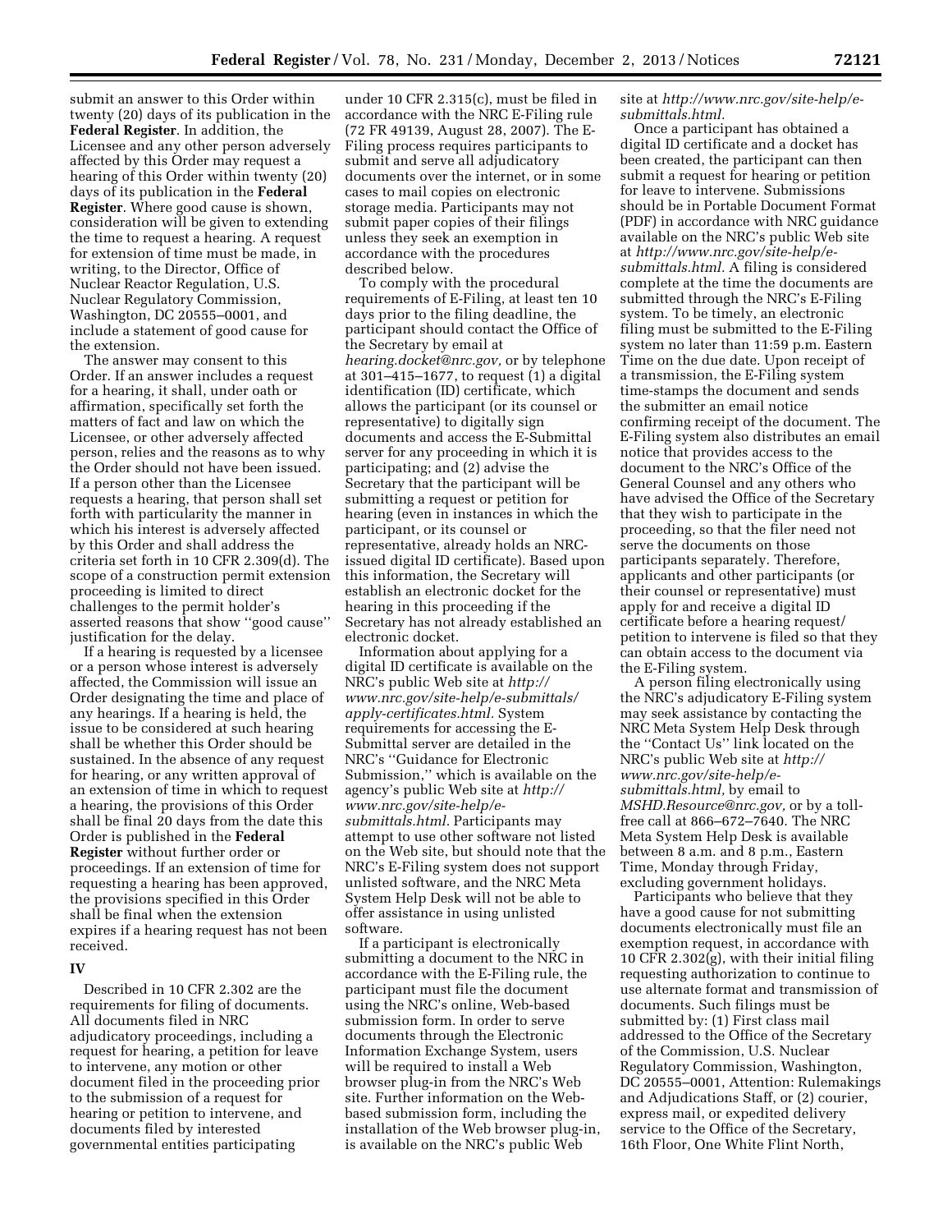submit an answer to this Order within twenty (20) days of its publication in the **Federal Register**. In addition, the Licensee and any other person adversely affected by this Order may request a hearing of this Order within twenty (20) days of its publication in the **Federal Register**. Where good cause is shown, consideration will be given to extending the time to request a hearing. A request for extension of time must be made, in writing, to the Director, Office of Nuclear Reactor Regulation, U.S. Nuclear Regulatory Commission, Washington, DC 20555–0001, and include a statement of good cause for the extension.

The answer may consent to this Order. If an answer includes a request for a hearing, it shall, under oath or affirmation, specifically set forth the matters of fact and law on which the Licensee, or other adversely affected person, relies and the reasons as to why the Order should not have been issued. If a person other than the Licensee requests a hearing, that person shall set forth with particularity the manner in which his interest is adversely affected by this Order and shall address the criteria set forth in 10 CFR 2.309(d). The scope of a construction permit extension proceeding is limited to direct challenges to the permit holder's asserted reasons that show ''good cause'' justification for the delay.

If a hearing is requested by a licensee or a person whose interest is adversely affected, the Commission will issue an Order designating the time and place of any hearings. If a hearing is held, the issue to be considered at such hearing shall be whether this Order should be sustained. In the absence of any request for hearing, or any written approval of an extension of time in which to request a hearing, the provisions of this Order shall be final 20 days from the date this Order is published in the **Federal Register** without further order or proceedings. If an extension of time for requesting a hearing has been approved, the provisions specified in this Order shall be final when the extension expires if a hearing request has not been received.

## IV

Described in 10 CFR 2.302 are the requirements for filing of documents. All documents filed in NRC adjudicatory proceedings, including a request for hearing, a petition for leave to intervene, any motion or other document filed in the proceeding prior to the submission of a request for hearing or petition to intervene, and documents filed by interested governmental entities participating under 10 CFR 2.315(c), must be filed in accordance with the NRC E-Filing rule (72 FR 49139, August 28, 2007). The E-Filing process requires participants to submit and serve all adjudicatory documents over the internet, or in some cases to mail copies on electronic storage media. Participants may not submit paper copies of their filings unless they seek an exemption in accordance with the procedures described below.

To comply with the procedural requirements of E-Filing, at least ten 10 days prior to the filing deadline, the participant should contact the Office of the Secretary by email at *hearing.docket@nrc.gov,* or by telephone at 301–415–1677, to request (1) a digital identification (ID) certificate, which allows the participant (or its counsel or representative) to digitally sign documents and access the E-Submittal server for any proceeding in which it is participating; and (2) advise the Secretary that the participant will be submitting a request or petition for hearing (even in instances in which the participant, or its counsel or representative, already holds an NRC-issued digital ID certificate). Based upon this information, the Secretary will establish an electronic docket for the hearing in this proceeding if the Secretary has not already established an electronic docket.

Information about applying for a digital ID certificate is available on the NRC's public Web site at *http://www.nrc.gov/site-help/e-submittals/apply-certificates.html.* System requirements for accessing the E-Submittal server are detailed in the NRC's ''Guidance for Electronic Submission,'' which is available on the agency's public Web site at *http://www.nrc.gov/site-help/e-submittals.html.* Participants may attempt to use other software not listed on the Web site, but should note that the NRC's E-Filing system does not support unlisted software, and the NRC Meta System Help Desk will not be able to offer assistance in using unlisted software.

If a participant is electronically submitting a document to the NRC in accordance with the E-Filing rule, the participant must file the document using the NRC's online, Web-based submission form. In order to serve documents through the Electronic Information Exchange System, users will be required to install a Web browser plug-in from the NRC's Web site. Further information on the Web-based submission form, including the installation of the Web browser plug-in, is available on the NRC's public Web site at *http://www.nrc.gov/site-help/e-submittals.html.*

Once a participant has obtained a digital ID certificate and a docket has been created, the participant can then submit a request for hearing or petition for leave to intervene. Submissions should be in Portable Document Format (PDF) in accordance with NRC guidance available on the NRC's public Web site at *http://www.nrc.gov/site-help/e-submittals.html.* A filing is considered complete at the time the documents are submitted through the NRC's E-Filing system. To be timely, an electronic filing must be submitted to the E-Filing system no later than 11:59 p.m. Eastern Time on the due date. Upon receipt of a transmission, the E-Filing system time-stamps the document and sends the submitter an email notice confirming receipt of the document. The E-Filing system also distributes an email notice that provides access to the document to the NRC's Office of the General Counsel and any others who have advised the Office of the Secretary that they wish to participate in the proceeding, so that the filer need not serve the documents on those participants separately. Therefore, applicants and other participants (or their counsel or representative) must apply for and receive a digital ID certificate before a hearing request/petition to intervene is filed so that they can obtain access to the document via the E-Filing system.

A person filing electronically using the NRC's adjudicatory E-Filing system may seek assistance by contacting the NRC Meta System Help Desk through the ''Contact Us'' link located on the NRC's public Web site at *http://www.nrc.gov/site-help/e-submittals.html,* by email to *MSHD.Resource@nrc.gov,* or by a toll-free call at 866–672–7640. The NRC Meta System Help Desk is available between 8 a.m. and 8 p.m., Eastern Time, Monday through Friday, excluding government holidays.

Participants who believe that they have a good cause for not submitting documents electronically must file an exemption request, in accordance with 10 CFR 2.302(g), with their initial filing requesting authorization to continue to use alternate format and transmission of documents. Such filings must be submitted by: (1) First class mail addressed to the Office of the Secretary of the Commission, U.S. Nuclear Regulatory Commission, Washington, DC 20555–0001, Attention: Rulemakings and Adjudications Staff, or (2) courier, express mail, or expedited delivery service to the Office of the Secretary, 16th Floor, One White Flint North,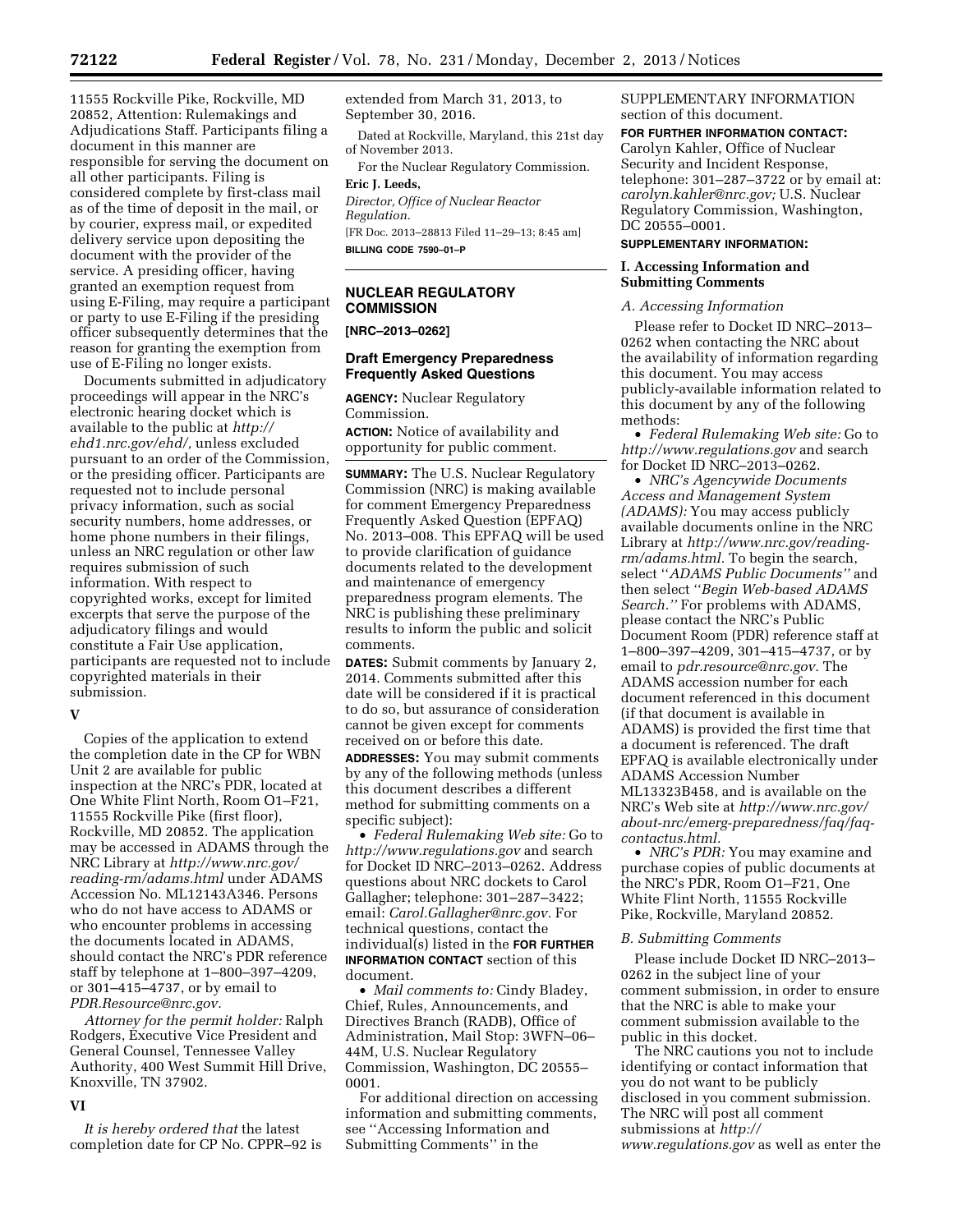11555 Rockville Pike, Rockville, MD 20852, Attention: Rulemakings and Adjudications Staff. Participants filing a document in this manner are responsible for serving the document on all other participants. Filing is considered complete by first-class mail as of the time of deposit in the mail, or by courier, express mail, or expedited delivery service upon depositing the document with the provider of the service. A presiding officer, having granted an exemption request from using E-Filing, may require a participant or party to use E-Filing if the presiding officer subsequently determines that the reason for granting the exemption from use of E-Filing no longer exists.

Documents submitted in adjudicatory proceedings will appear in the NRC's electronic hearing docket which is available to the public at *http://ehd1.nrc.gov/ehd/,* unless excluded pursuant to an order of the Commission, or the presiding officer. Participants are requested not to include personal privacy information, such as social security numbers, home addresses, or home phone numbers in their filings, unless an NRC regulation or other law requires submission of such information. With respect to copyrighted works, except for limited excerpts that serve the purpose of the adjudicatory filings and would constitute a Fair Use application, participants are requested not to include copyrighted materials in their submission.

## V

Copies of the application to extend the completion date in the CP for WBN Unit 2 are available for public inspection at the NRC's PDR, located at One White Flint North, Room O1–F21, 11555 Rockville Pike (first floor), Rockville, MD 20852. The application may be accessed in ADAMS through the NRC Library at *http://www.nrc.gov/reading-rm/adams.html* under ADAMS Accession No. ML12143A346. Persons who do not have access to ADAMS or who encounter problems in accessing the documents located in ADAMS, should contact the NRC's PDR reference staff by telephone at 1–800–397–4209, or 301–415–4737, or by email to *PDR.Resource@nrc.gov.*

*Attorney for the permit holder:* Ralph Rodgers, Executive Vice President and General Counsel, Tennessee Valley Authority, 400 West Summit Hill Drive, Knoxville, TN 37902.

## VI

*It is hereby ordered that* the latest completion date for CP No. CPPR–92 is extended from March 31, 2013, to September 30, 2016.

Dated at Rockville, Maryland, this 21st day of November 2013.

For the Nuclear Regulatory Commission.

**Eric J. Leeds,**

*Director, Office of Nuclear Reactor Regulation.*

[FR Doc. 2013–28813 Filed 11–29–13; 8:45 am]

**BILLING CODE 7590–01–P**

---

## NUCLEAR REGULATORY COMMISSION

**[NRC–2013–0262]**

### Draft Emergency Preparedness Frequently Asked Questions

**AGENCY:** Nuclear Regulatory Commission.

**ACTION:** Notice of availability and opportunity for public comment.

**SUMMARY:** The U.S. Nuclear Regulatory Commission (NRC) is making available for comment Emergency Preparedness Frequently Asked Question (EPFAQ) No. 2013–008. This EPFAQ will be used to provide clarification of guidance documents related to the development and maintenance of emergency preparedness program elements. The NRC is publishing these preliminary results to inform the public and solicit comments.

**DATES:** Submit comments by January 2, 2014. Comments submitted after this date will be considered if it is practical to do so, but assurance of consideration cannot be given except for comments received on or before this date.

**ADDRESSES:** You may submit comments by any of the following methods (unless this document describes a different method for submitting comments on a specific subject):

- *Federal Rulemaking Web site:* Go to *http://www.regulations.gov* and search for Docket ID NRC–2013–0262. Address questions about NRC dockets to Carol Gallagher; telephone: 301–287–3422; email: *Carol.Gallagher@nrc.gov.* For technical questions, contact the individual(s) listed in the **FOR FURTHER INFORMATION CONTACT** section of this document.
- *Mail comments to:* Cindy Bladey, Chief, Rules, Announcements, and Directives Branch (RADB), Office of Administration, Mail Stop: 3WFN–06–44M, U.S. Nuclear Regulatory Commission, Washington, DC 20555–0001.

For additional direction on accessing information and submitting comments, see ''Accessing Information and Submitting Comments'' in the SUPPLEMENTARY INFORMATION section of this document.

**FOR FURTHER INFORMATION CONTACT:** Carolyn Kahler, Office of Nuclear Security and Incident Response, telephone: 301–287–3722 or by email at: *carolyn.kahler@nrc.gov;* U.S. Nuclear Regulatory Commission, Washington, DC 20555–0001.

**SUPPLEMENTARY INFORMATION:**

### I. Accessing Information and Submitting Comments

*A. Accessing Information*

Please refer to Docket ID NRC–2013–0262 when contacting the NRC about the availability of information regarding this document. You may access publicly-available information related to this document by any of the following methods:

- *Federal Rulemaking Web site:* Go to *http://www.regulations.gov* and search for Docket ID NRC–2013–0262.
- *NRC's Agencywide Documents Access and Management System (ADAMS):* You may access publicly available documents online in the NRC Library at *http://www.nrc.gov/reading-rm/adams.html.* To begin the search, select ''*ADAMS Public Documents''* and then select ''*Begin Web-based ADAMS Search.''* For problems with ADAMS, please contact the NRC's Public Document Room (PDR) reference staff at 1–800–397–4209, 301–415–4737, or by email to *pdr.resource@nrc.gov.* The ADAMS accession number for each document referenced in this document (if that document is available in ADAMS) is provided the first time that a document is referenced. The draft EPFAQ is available electronically under ADAMS Accession Number ML13323B458, and is available on the NRC's Web site at *http://www.nrc.gov/about-nrc/emerg-preparedness/faq/faq-contactus.html.*
- *NRC's PDR:* You may examine and purchase copies of public documents at the NRC's PDR, Room O1–F21, One White Flint North, 11555 Rockville Pike, Rockville, Maryland 20852.

*B. Submitting Comments*

Please include Docket ID NRC–2013–0262 in the subject line of your comment submission, in order to ensure that the NRC is able to make your comment submission available to the public in this docket.

The NRC cautions you not to include identifying or contact information that you do not want to be publicly disclosed in you comment submission. The NRC will post all comment submissions at *http://www.regulations.gov* as well as enter the